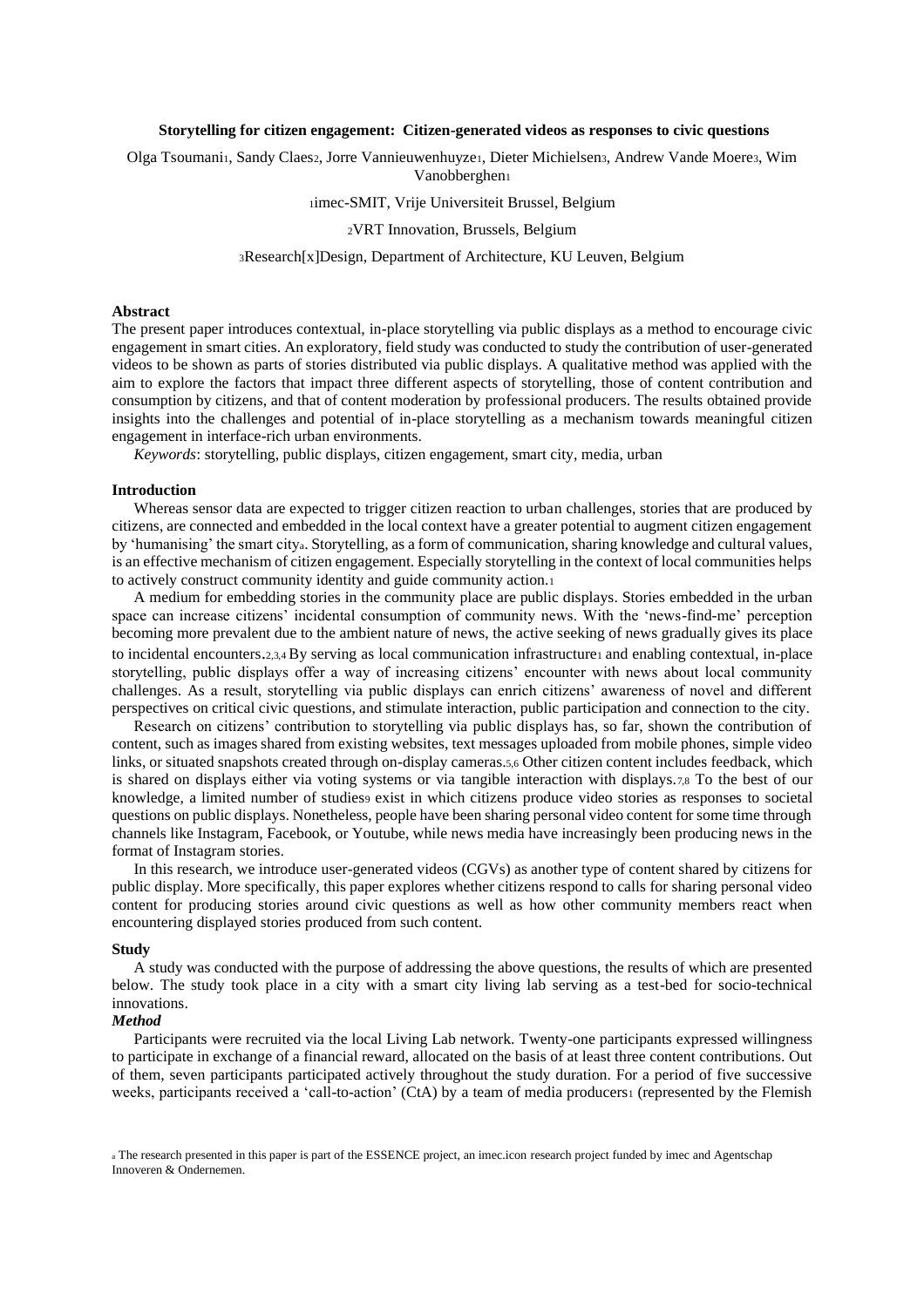# Storytelling for citizen engagement: Citizen-generated videos as responses to civic questions

Olga Tsoumani[1], Sandy Claes[2], Jorre Vannieuwenhuyze[1], Dieter Michielsen[3], Andrew Vande Moere[3], Wim Vanobberghen[1]

[1]imec-SMIT, Vrije Universiteit Brussel, Belgium

[2]VRT Innovation, Brussels, Belgium

[3]Research[x]Design, Department of Architecture, KU Leuven, Belgium

## Abstract

The present paper introduces contextual, in-place storytelling via public displays as a method to encourage civic engagement in smart cities. An exploratory, field study was conducted to study the contribution of user-generated videos to be shown as parts of stories distributed via public displays. A qualitative method was applied with the aim to explore the factors that impact three different aspects of storytelling, those of content contribution and consumption by citizens, and that of content moderation by professional producers. The results obtained provide insights into the challenges and potential of in-place storytelling as a mechanism towards meaningful citizen engagement in interface-rich urban environments.

*Keywords*: storytelling, public displays, citizen engagement, smart city, media, urban

## Introduction

Whereas sensor data are expected to trigger citizen reaction to urban challenges, stories that are produced by citizens, are connected and embedded in the local context have a greater potential to augment citizen engagement by 'humanising' the smart city[a]. Storytelling, as a form of communication, sharing knowledge and cultural values, is an effective mechanism of citizen engagement. Especially storytelling in the context of local communities helps to actively construct community identity and guide community action.[1]

A medium for embedding stories in the community place are public displays. Stories embedded in the urban space can increase citizens' incidental consumption of community news. With the 'news-find-me' perception becoming more prevalent due to the ambient nature of news, the active seeking of news gradually gives its place to incidental encounters.[2,3,4] By serving as local communication infrastructure[1] and enabling contextual, in-place storytelling, public displays offer a way of increasing citizens' encounter with news about local community challenges. As a result, storytelling via public displays can enrich citizens' awareness of novel and different perspectives on critical civic questions, and stimulate interaction, public participation and connection to the city.

Research on citizens' contribution to storytelling via public displays has, so far, shown the contribution of content, such as images shared from existing websites, text messages uploaded from mobile phones, simple video links, or situated snapshots created through on-display cameras.[5,6] Other citizen content includes feedback, which is shared on displays either via voting systems or via tangible interaction with displays.[7,8] To the best of our knowledge, a limited number of studies[9] exist in which citizens produce video stories as responses to societal questions on public displays. Nonetheless, people have been sharing personal video content for some time through channels like Instagram, Facebook, or Youtube, while news media have increasingly been producing news in the format of Instagram stories.

In this research, we introduce user-generated videos (CGVs) as another type of content shared by citizens for public display. More specifically, this paper explores whether citizens respond to calls for sharing personal video content for producing stories around civic questions as well as how other community members react when encountering displayed stories produced from such content.

## Study

A study was conducted with the purpose of addressing the above questions, the results of which are presented below. The study took place in a city with a smart city living lab serving as a test-bed for socio-technical innovations.

### *Method*

Participants were recruited via the local Living Lab network. Twenty-one participants expressed willingness to participate in exchange of a financial reward, allocated on the basis of at least three content contributions. Out of them, seven participants participated actively throughout the study duration. For a period of five successive weeks, participants received a 'call-to-action' (CtA) by a team of media producers[1] (represented by the Flemish

[a] The research presented in this paper is part of the ESSENCE project, an imec.icon research project funded by imec and Agentschap Innoveren & Ondernemen.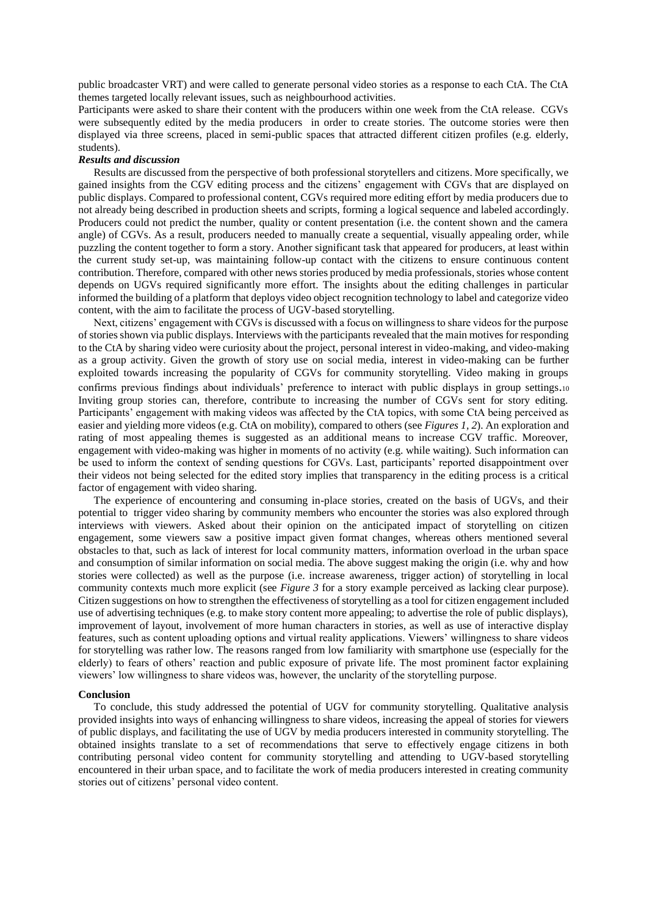public broadcaster VRT) and were called to generate personal video stories as a response to each CtA. The CtA themes targeted locally relevant issues, such as neighbourhood activities.

Participants were asked to share their content with the producers within one week from the CtA release. CGVs were subsequently edited by the media producers in order to create stories. The outcome stories were then displayed via three screens, placed in semi-public spaces that attracted different citizen profiles (e.g. elderly, students).

***Results and discussion***

Results are discussed from the perspective of both professional storytellers and citizens. More specifically, we gained insights from the CGV editing process and the citizens' engagement with CGVs that are displayed on public displays. Compared to professional content, CGVs required more editing effort by media producers due to not already being described in production sheets and scripts, forming a logical sequence and labeled accordingly. Producers could not predict the number, quality or content presentation (i.e. the content shown and the camera angle) of CGVs. As a result, producers needed to manually create a sequential, visually appealing order, while puzzling the content together to form a story. Another significant task that appeared for producers, at least within the current study set-up, was maintaining follow-up contact with the citizens to ensure continuous content contribution. Therefore, compared with other news stories produced by media professionals, stories whose content depends on UGVs required significantly more effort. The insights about the editing challenges in particular informed the building of a platform that deploys video object recognition technology to label and categorize video content, with the aim to facilitate the process of UGV-based storytelling.

Next, citizens' engagement with CGVs is discussed with a focus on willingness to share videos for the purpose of stories shown via public displays. Interviews with the participants revealed that the main motives for responding to the CtA by sharing video were curiosity about the project, personal interest in video-making, and video-making as a group activity. Given the growth of story use on social media, interest in video-making can be further exploited towards increasing the popularity of CGVs for community storytelling. Video making in groups confirms previous findings about individuals' preference to interact with public displays in group settings.[10] Inviting group stories can, therefore, contribute to increasing the number of CGVs sent for story editing. Participants' engagement with making videos was affected by the CtA topics, with some CtA being perceived as easier and yielding more videos (e.g. CtA on mobility), compared to others (see *Figures 1, 2*). An exploration and rating of most appealing themes is suggested as an additional means to increase CGV traffic. Moreover, engagement with video-making was higher in moments of no activity (e.g. while waiting). Such information can be used to inform the context of sending questions for CGVs. Last, participants' reported disappointment over their videos not being selected for the edited story implies that transparency in the editing process is a critical factor of engagement with video sharing.

The experience of encountering and consuming in-place stories, created on the basis of UGVs, and their potential to trigger video sharing by community members who encounter the stories was also explored through interviews with viewers. Asked about their opinion on the anticipated impact of storytelling on citizen engagement, some viewers saw a positive impact given format changes, whereas others mentioned several obstacles to that, such as lack of interest for local community matters, information overload in the urban space and consumption of similar information on social media. The above suggest making the origin (i.e. why and how stories were collected) as well as the purpose (i.e. increase awareness, trigger action) of storytelling in local community contexts much more explicit (see *Figure 3* for a story example perceived as lacking clear purpose). Citizen suggestions on how to strengthen the effectiveness of storytelling as a tool for citizen engagement included use of advertising techniques (e.g. to make story content more appealing; to advertise the role of public displays), improvement of layout, involvement of more human characters in stories, as well as use of interactive display features, such as content uploading options and virtual reality applications. Viewers' willingness to share videos for storytelling was rather low. The reasons ranged from low familiarity with smartphone use (especially for the elderly) to fears of others' reaction and public exposure of private life. The most prominent factor explaining viewers' low willingness to share videos was, however, the unclarity of the storytelling purpose.

**Conclusion**

To conclude, this study addressed the potential of UGV for community storytelling. Qualitative analysis provided insights into ways of enhancing willingness to share videos, increasing the appeal of stories for viewers of public displays, and facilitating the use of UGV by media producers interested in community storytelling. The obtained insights translate to a set of recommendations that serve to effectively engage citizens in both contributing personal video content for community storytelling and attending to UGV-based storytelling encountered in their urban space, and to facilitate the work of media producers interested in creating community stories out of citizens' personal video content.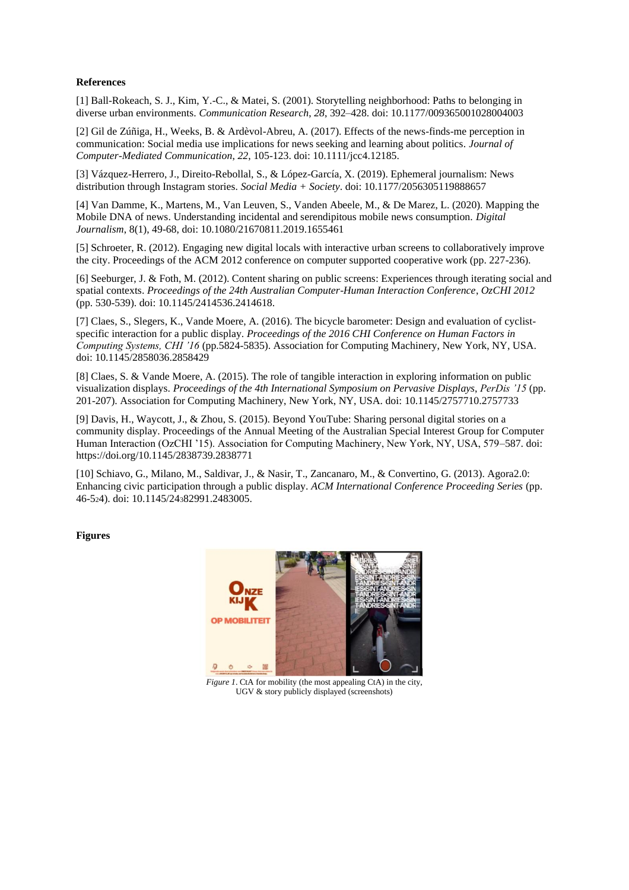**References**

[1] Ball-Rokeach, S. J., Kim, Y.-C., & Matei, S. (2001). Storytelling neighborhood: Paths to belonging in diverse urban environments. *Communication Research*, *28*, 392–428. doi: 10.1177/009365001028004003

[2] Gil de Zúñiga, H., Weeks, B. & Ardèvol-Abreu, A. (2017). Effects of the news-finds-me perception in communication: Social media use implications for news seeking and learning about politics. *Journal of Computer-Mediated Communication*, *22*, 105-123. doi: 10.1111/jcc4.12185.

[3] Vázquez-Herrero, J., Direito-Rebollal, S., & López-García, X. (2019). Ephemeral journalism: News distribution through Instagram stories. *Social Media + Society*. doi: 10.1177/2056305119888657

[4] Van Damme, K., Martens, M., Van Leuven, S., Vanden Abeele, M., & De Marez, L. (2020). Mapping the Mobile DNA of news. Understanding incidental and serendipitous mobile news consumption. *Digital Journalism*, 8(1), 49-68, doi: 10.1080/21670811.2019.1655461

[5] Schroeter, R. (2012). Engaging new digital locals with interactive urban screens to collaboratively improve the city. Proceedings of the ACM 2012 conference on computer supported cooperative work (pp. 227-236).

[6] Seeburger, J. & Foth, M. (2012). Content sharing on public screens: Experiences through iterating social and spatial contexts. *Proceedings of the 24th Australian Computer-Human Interaction Conference*, *OzCHI 2012* (pp. 530-539). doi: 10.1145/2414536.2414618.

[7] Claes, S., Slegers, K., Vande Moere, A. (2016). The bicycle barometer: Design and evaluation of cyclist-specific interaction for a public display. *Proceedings of the 2016 CHI Conference on Human Factors in Computing Systems, CHI '16* (pp.5824-5835). Association for Computing Machinery, New York, NY, USA. doi: 10.1145/2858036.2858429

[8] Claes, S. & Vande Moere, A. (2015). The role of tangible interaction in exploring information on public visualization displays. *Proceedings of the 4th International Symposium on Pervasive Displays*, *PerDis '15* (pp. 201-207). Association for Computing Machinery, New York, NY, USA. doi: 10.1145/2757710.2757733

[9] Davis, H., Waycott, J., & Zhou, S. (2015). Beyond YouTube: Sharing personal digital stories on a community display. Proceedings of the Annual Meeting of the Australian Special Interest Group for Computer Human Interaction (OzCHI '15). Association for Computing Machinery, New York, NY, USA, 579–587. doi: https://doi.org/10.1145/2838739.2838771

[10] Schiavo, G., Milano, M., Saldivar, J., & Nasir, T., Zancanaro, M., & Convertino, G. (2013). Agora2.0: Enhancing civic participation through a public display. *ACM International Conference Proceeding Series* (pp. 46-524). doi: 10.1145/2482991.2483005.

**Figures**

*Figure 1*. CtA for mobility (the most appealing CtA) in the city, UGV & story publicly displayed (screenshots)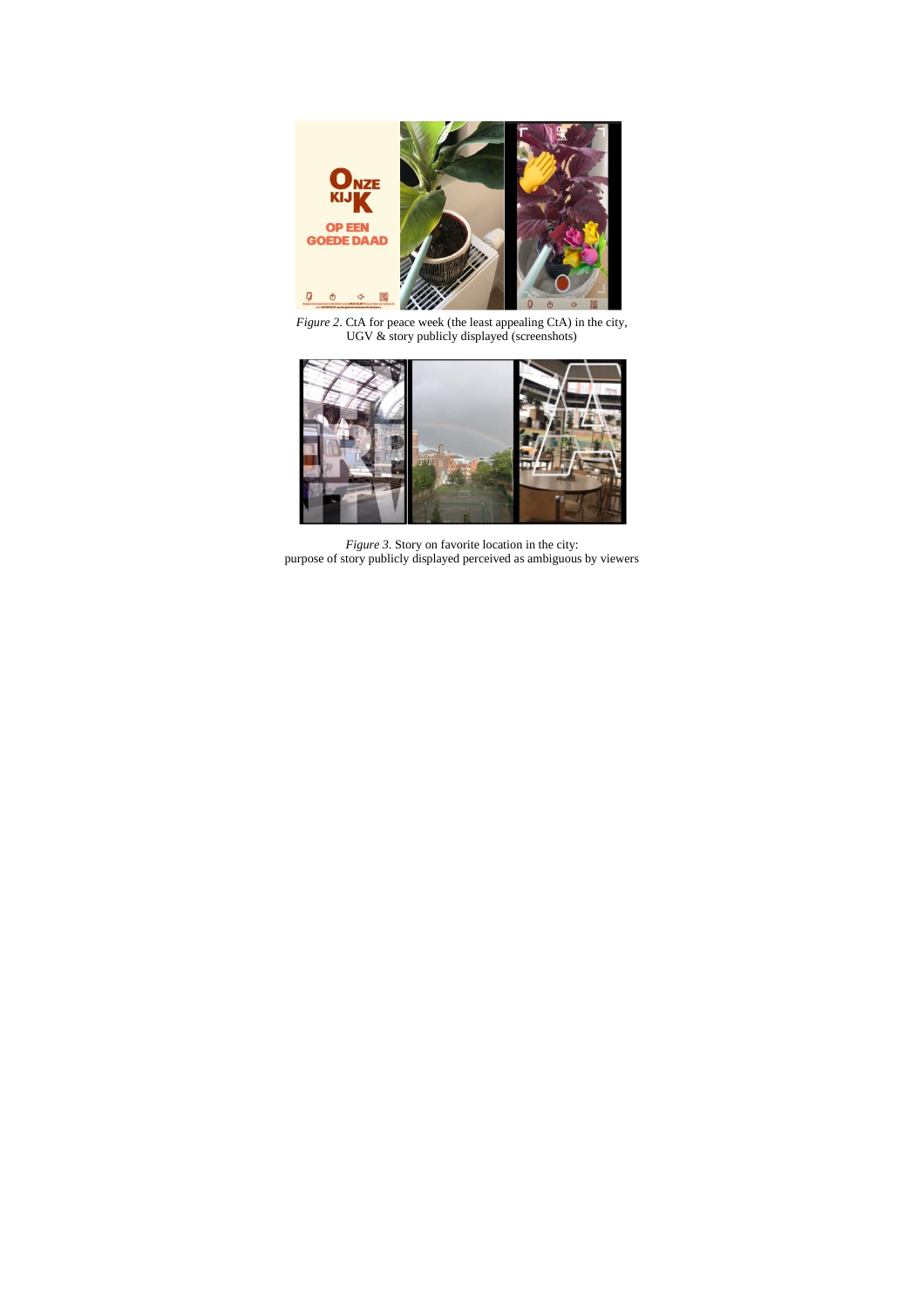*Figure 2*. CtA for peace week (the least appealing CtA) in the city, UGV & story publicly displayed (screenshots)

*Figure 3*. Story on favorite location in the city: purpose of story publicly displayed perceived as ambiguous by viewers